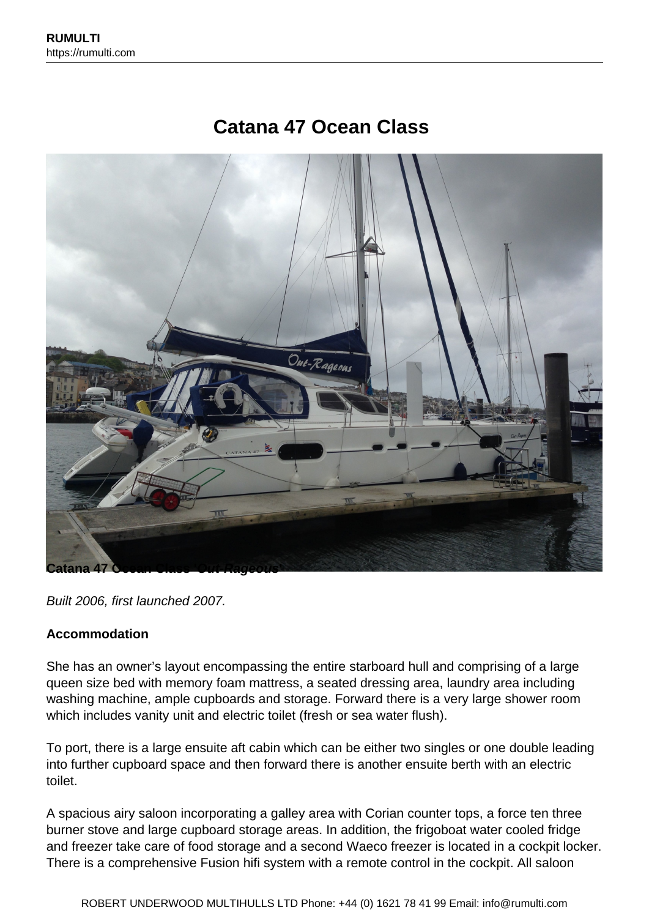# Catana 47 Ocean Class

**Catana 47 Ocean Class '*Out-Rageous*'**

*Built 2006, first launched 2007.*

**Accommodation**

She has an owner's layout encompassing the entire starboard hull and comprising of a large queen size bed with memory foam mattress, a seated dressing area, laundry area including washing machine, ample cupboards and storage. Forward there is a very large shower room which includes vanity unit and electric toilet (fresh or sea water flush).

To port, there is a large ensuite aft cabin which can be either two singles or one double leading into further cupboard space and then forward there is another ensuite berth with an electric toilet.

A spacious airy saloon incorporating a galley area with Corian counter tops, a force ten three burner stove and large cupboard storage areas. In addition, the frigoboat water cooled fridge and freezer take care of food storage and a second Waeco freezer is located in a cockpit locker. There is a comprehensive Fusion hifi system with a remote control in the cockpit. All saloon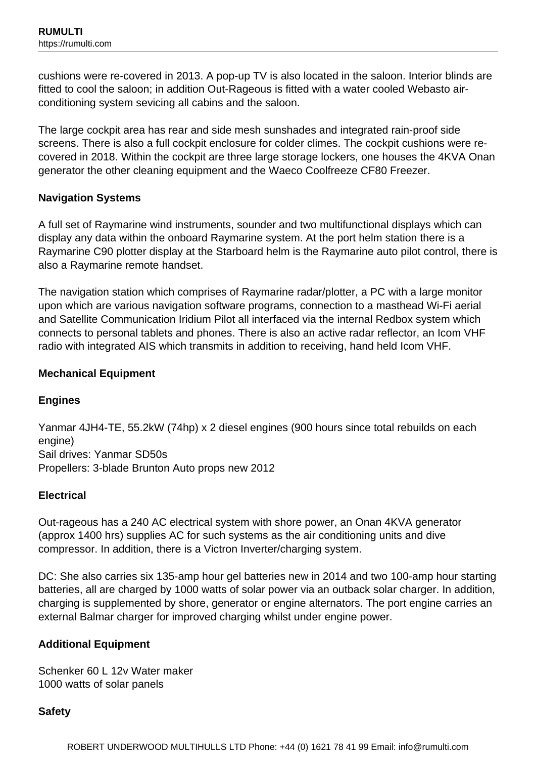cushions were re-covered in 2013. A pop-up TV is also located in the saloon. Interior blinds are fitted to cool the saloon; in addition Out-Rageous is fitted with a water cooled Webasto air-conditioning system sevicing all cabins and the saloon.

The large cockpit area has rear and side mesh sunshades and integrated rain-proof side screens. There is also a full cockpit enclosure for colder climes. The cockpit cushions were re-covered in 2018. Within the cockpit are three large storage lockers, one houses the 4KVA Onan generator the other cleaning equipment and the Waeco Coolfreeze CF80 Freezer.

**Navigation Systems**

A full set of Raymarine wind instruments, sounder and two multifunctional displays which can display any data within the onboard Raymarine system. At the port helm station there is a Raymarine C90 plotter display at the Starboard helm is the Raymarine auto pilot control, there is also a Raymarine remote handset.

The navigation station which comprises of Raymarine radar/plotter, a PC with a large monitor upon which are various navigation software programs, connection to a masthead Wi-Fi aerial and Satellite Communication Iridium Pilot all interfaced via the internal Redbox system which connects to personal tablets and phones. There is also an active radar reflector, an Icom VHF radio with integrated AIS which transmits in addition to receiving, hand held Icom VHF.

**Mechanical Equipment**

**Engines**

Yanmar 4JH4-TE, 55.2kW (74hp) x 2 diesel engines (900 hours since total rebuilds on each engine)
Sail drives: Yanmar SD50s
Propellers: 3-blade Brunton Auto props new 2012

**Electrical**

Out-rageous has a 240 AC electrical system with shore power, an Onan 4KVA generator (approx 1400 hrs) supplies AC for such systems as the air conditioning units and dive compressor. In addition, there is a Victron Inverter/charging system.

DC: She also carries six 135-amp hour gel batteries new in 2014 and two 100-amp hour starting batteries, all are charged by 1000 watts of solar power via an outback solar charger. In addition, charging is supplemented by shore, generator or engine alternators. The port engine carries an external Balmar charger for improved charging whilst under engine power.

**Additional Equipment**

Schenker 60 L 12v Water maker
1000 watts of solar panels

**Safety**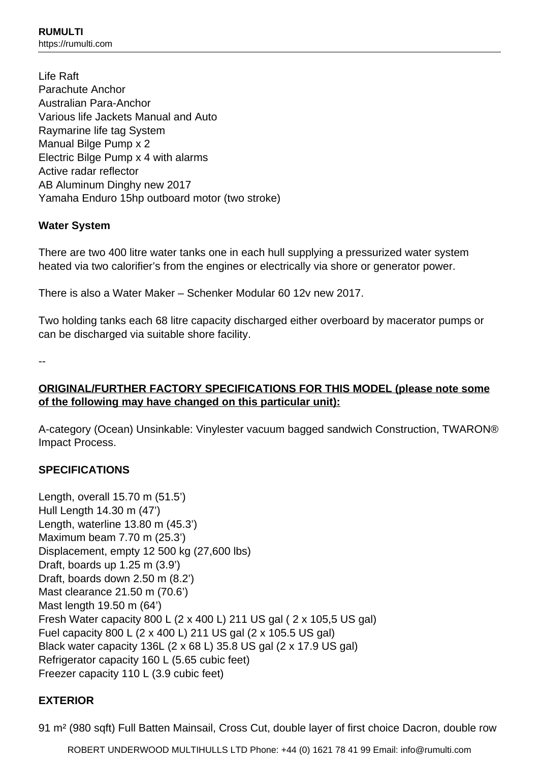Life Raft
Parachute Anchor
Australian Para-Anchor
Various life Jackets Manual and Auto
Raymarine life tag System
Manual Bilge Pump x 2
Electric Bilge Pump x 4 with alarms
Active radar reflector
AB Aluminum Dinghy new 2017
Yamaha Enduro 15hp outboard motor (two stroke)

**Water System**

There are two 400 litre water tanks one in each hull supplying a pressurized water system heated via two calorifier's from the engines or electrically via shore or generator power.

There is also a Water Maker – Schenker Modular 60 12v new 2017.

Two holding tanks each 68 litre capacity discharged either overboard by macerator pumps or can be discharged via suitable shore facility.

--

**ORIGINAL/FURTHER FACTORY SPECIFICATIONS FOR THIS MODEL (please note some of the following may have changed on this particular unit):**

A-category (Ocean) Unsinkable: Vinylester vacuum bagged sandwich Construction, TWARON® Impact Process.

**SPECIFICATIONS**

Length, overall 15.70 m (51.5')
Hull Length 14.30 m (47')
Length, waterline 13.80 m (45.3')
Maximum beam 7.70 m (25.3')
Displacement, empty 12 500 kg (27,600 lbs)
Draft, boards up 1.25 m (3.9')
Draft, boards down 2.50 m (8.2')
Mast clearance 21.50 m (70.6')
Mast length 19.50 m (64')
Fresh Water capacity 800 L (2 x 400 L) 211 US gal ( 2 x 105,5 US gal)
Fuel capacity 800 L (2 x 400 L) 211 US gal (2 x 105.5 US gal)
Black water capacity 136L (2 x 68 L) 35.8 US gal (2 x 17.9 US gal)
Refrigerator capacity 160 L (5.65 cubic feet)
Freezer capacity 110 L (3.9 cubic feet)

**EXTERIOR**

91 m² (980 sqft) Full Batten Mainsail, Cross Cut, double layer of first choice Dacron, double row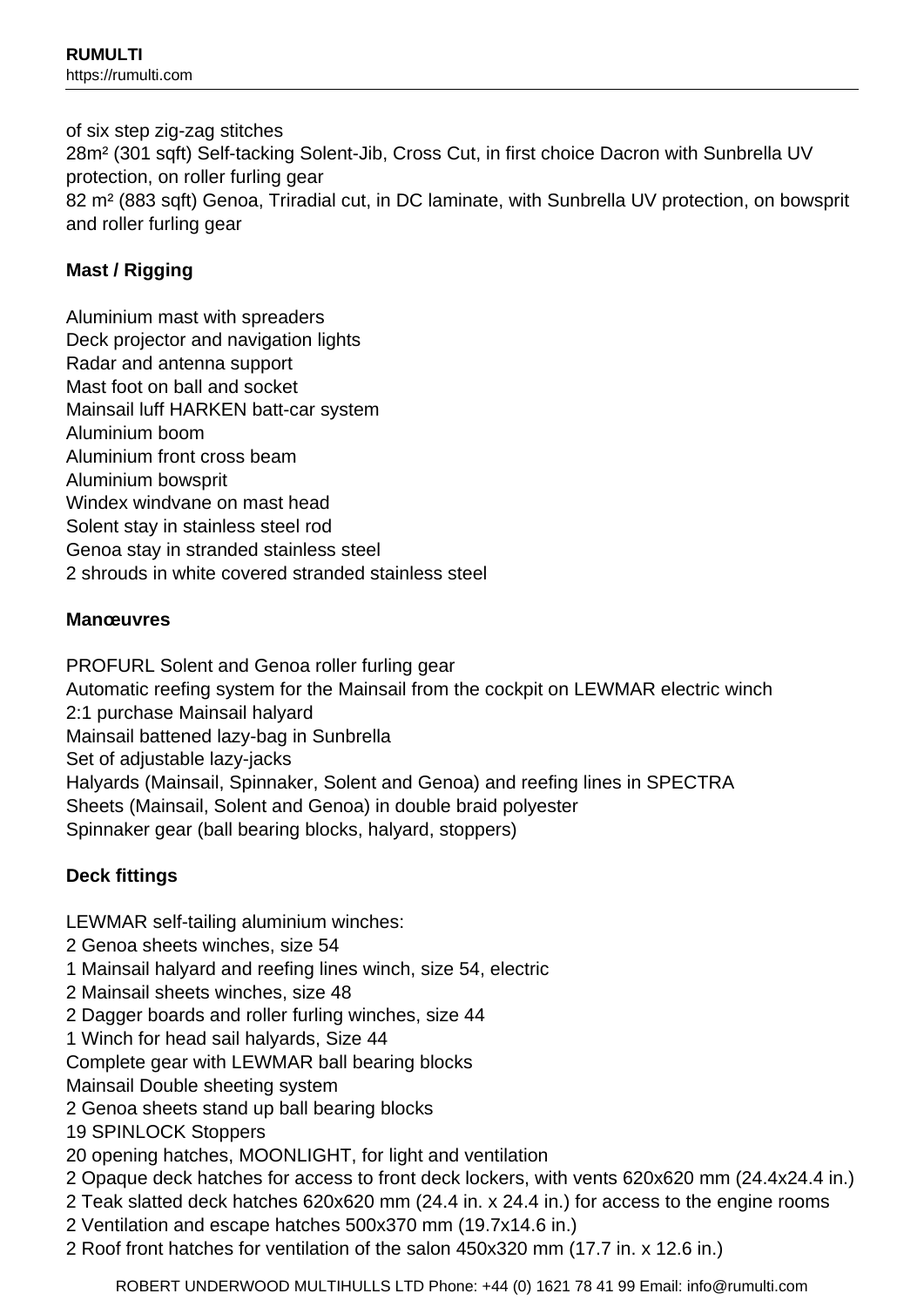of six step zig-zag stitches
28m² (301 sqft) Self-tacking Solent-Jib, Cross Cut, in first choice Dacron with Sunbrella UV protection, on roller furling gear
82 m² (883 sqft) Genoa, Triradial cut, in DC laminate, with Sunbrella UV protection, on bowsprit and roller furling gear

**Mast / Rigging**

Aluminium mast with spreaders
Deck projector and navigation lights
Radar and antenna support
Mast foot on ball and socket
Mainsail luff HARKEN batt-car system
Aluminium boom
Aluminium front cross beam
Aluminium bowsprit
Windex windvane on mast head
Solent stay in stainless steel rod
Genoa stay in stranded stainless steel
2 shrouds in white covered stranded stainless steel

**Manœuvres**

PROFURL Solent and Genoa roller furling gear
Automatic reefing system for the Mainsail from the cockpit on LEWMAR electric winch
2:1 purchase Mainsail halyard
Mainsail battened lazy-bag in Sunbrella
Set of adjustable lazy-jacks
Halyards (Mainsail, Spinnaker, Solent and Genoa) and reefing lines in SPECTRA
Sheets (Mainsail, Solent and Genoa) in double braid polyester
Spinnaker gear (ball bearing blocks, halyard, stoppers)

**Deck fittings**

LEWMAR self-tailing aluminium winches:
2 Genoa sheets winches, size 54
1 Mainsail halyard and reefing lines winch, size 54, electric
2 Mainsail sheets winches, size 48
2 Dagger boards and roller furling winches, size 44
1 Winch for head sail halyards, Size 44
Complete gear with LEWMAR ball bearing blocks
Mainsail Double sheeting system
2 Genoa sheets stand up ball bearing blocks
19 SPINLOCK Stoppers
20 opening hatches, MOONLIGHT, for light and ventilation
2 Opaque deck hatches for access to front deck lockers, with vents 620x620 mm (24.4x24.4 in.)
2 Teak slatted deck hatches 620x620 mm (24.4 in. x 24.4 in.) for access to the engine rooms
2 Ventilation and escape hatches 500x370 mm (19.7x14.6 in.)
2 Roof front hatches for ventilation of the salon 450x320 mm (17.7 in. x 12.6 in.)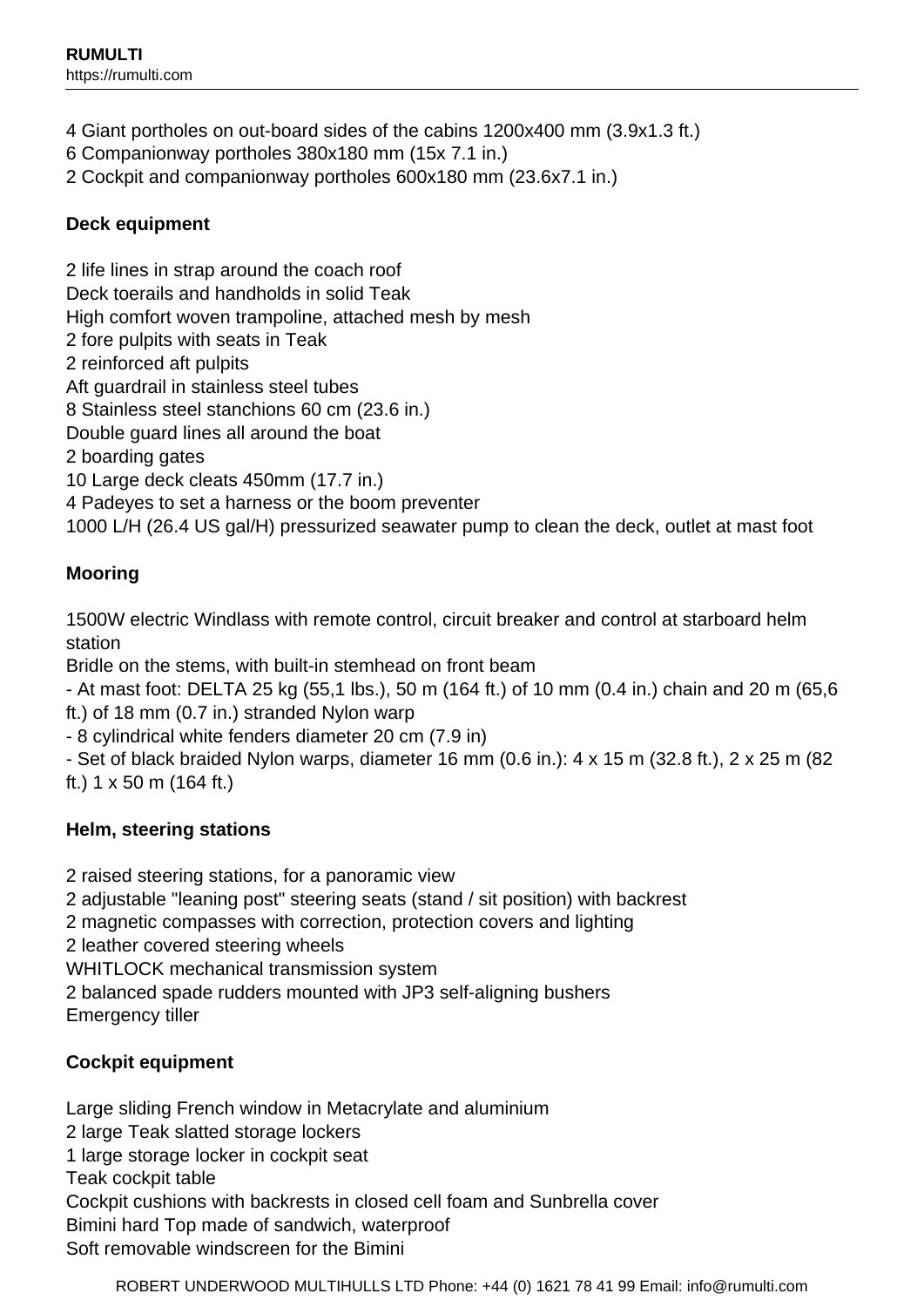4 Giant portholes on out-board sides of the cabins 1200x400 mm (3.9x1.3 ft.)
6 Companionway portholes 380x180 mm (15x 7.1 in.)
2 Cockpit and companionway portholes 600x180 mm (23.6x7.1 in.)

**Deck equipment**

2 life lines in strap around the coach roof
Deck toerails and handholds in solid Teak
High comfort woven trampoline, attached mesh by mesh
2 fore pulpits with seats in Teak
2 reinforced aft pulpits
Aft guardrail in stainless steel tubes
8 Stainless steel stanchions 60 cm (23.6 in.)
Double guard lines all around the boat
2 boarding gates
10 Large deck cleats 450mm (17.7 in.)
4 Padeyes to set a harness or the boom preventer
1000 L/H (26.4 US gal/H) pressurized seawater pump to clean the deck, outlet at mast foot

**Mooring**

1500W electric Windlass with remote control, circuit breaker and control at starboard helm station
Bridle on the stems, with built-in stemhead on front beam
- At mast foot: DELTA 25 kg (55,1 lbs.), 50 m (164 ft.) of 10 mm (0.4 in.) chain and 20 m (65,6 ft.) of 18 mm (0.7 in.) stranded Nylon warp
- 8 cylindrical white fenders diameter 20 cm (7.9 in)
- Set of black braided Nylon warps, diameter 16 mm (0.6 in.): 4 x 15 m (32.8 ft.), 2 x 25 m (82 ft.) 1 x 50 m (164 ft.)

**Helm, steering stations**

2 raised steering stations, for a panoramic view
2 adjustable "leaning post" steering seats (stand / sit position) with backrest
2 magnetic compasses with correction, protection covers and lighting
2 leather covered steering wheels
WHITLOCK mechanical transmission system
2 balanced spade rudders mounted with JP3 self-aligning bushers
Emergency tiller

**Cockpit equipment**

Large sliding French window in Metacrylate and aluminium
2 large Teak slatted storage lockers
1 large storage locker in cockpit seat
Teak cockpit table
Cockpit cushions with backrests in closed cell foam and Sunbrella cover
Bimini hard Top made of sandwich, waterproof
Soft removable windscreen for the Bimini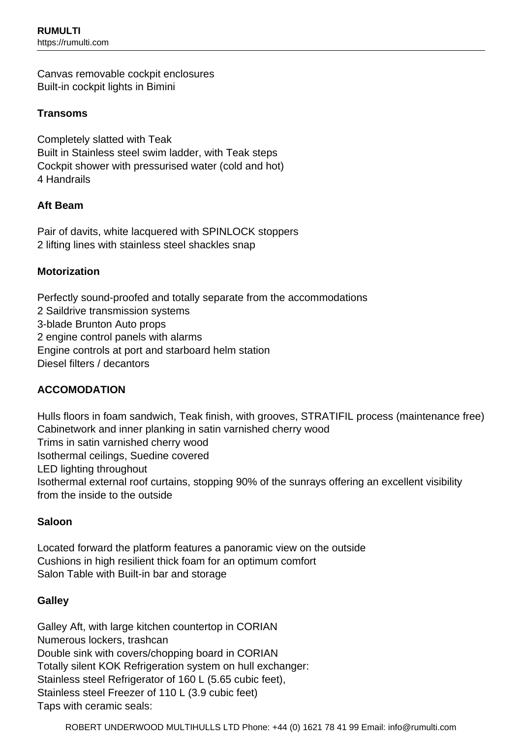Canvas removable cockpit enclosures
Built-in cockpit lights in Bimini

**Transoms**

Completely slatted with Teak
Built in Stainless steel swim ladder, with Teak steps
Cockpit shower with pressurised water (cold and hot)
4 Handrails

**Aft Beam**

Pair of davits, white lacquered with SPINLOCK stoppers
2 lifting lines with stainless steel shackles snap

**Motorization**

Perfectly sound-proofed and totally separate from the accommodations
2 Saildrive transmission systems
3-blade Brunton Auto props
2 engine control panels with alarms
Engine controls at port and starboard helm station
Diesel filters / decantors

**ACCOMODATION**

Hulls floors in foam sandwich, Teak finish, with grooves, STRATIFIL process (maintenance free)
Cabinetwork and inner planking in satin varnished cherry wood
Trims in satin varnished cherry wood
Isothermal ceilings, Suedine covered
LED lighting throughout
Isothermal external roof curtains, stopping 90% of the sunrays offering an excellent visibility from the inside to the outside

**Saloon**

Located forward the platform features a panoramic view on the outside
Cushions in high resilient thick foam for an optimum comfort
Salon Table with Built-in bar and storage

**Galley**

Galley Aft, with large kitchen countertop in CORIAN
Numerous lockers, trashcan
Double sink with covers/chopping board in CORIAN
Totally silent KOK Refrigeration system on hull exchanger:
Stainless steel Refrigerator of 160 L (5.65 cubic feet),
Stainless steel Freezer of 110 L (3.9 cubic feet)
Taps with ceramic seals: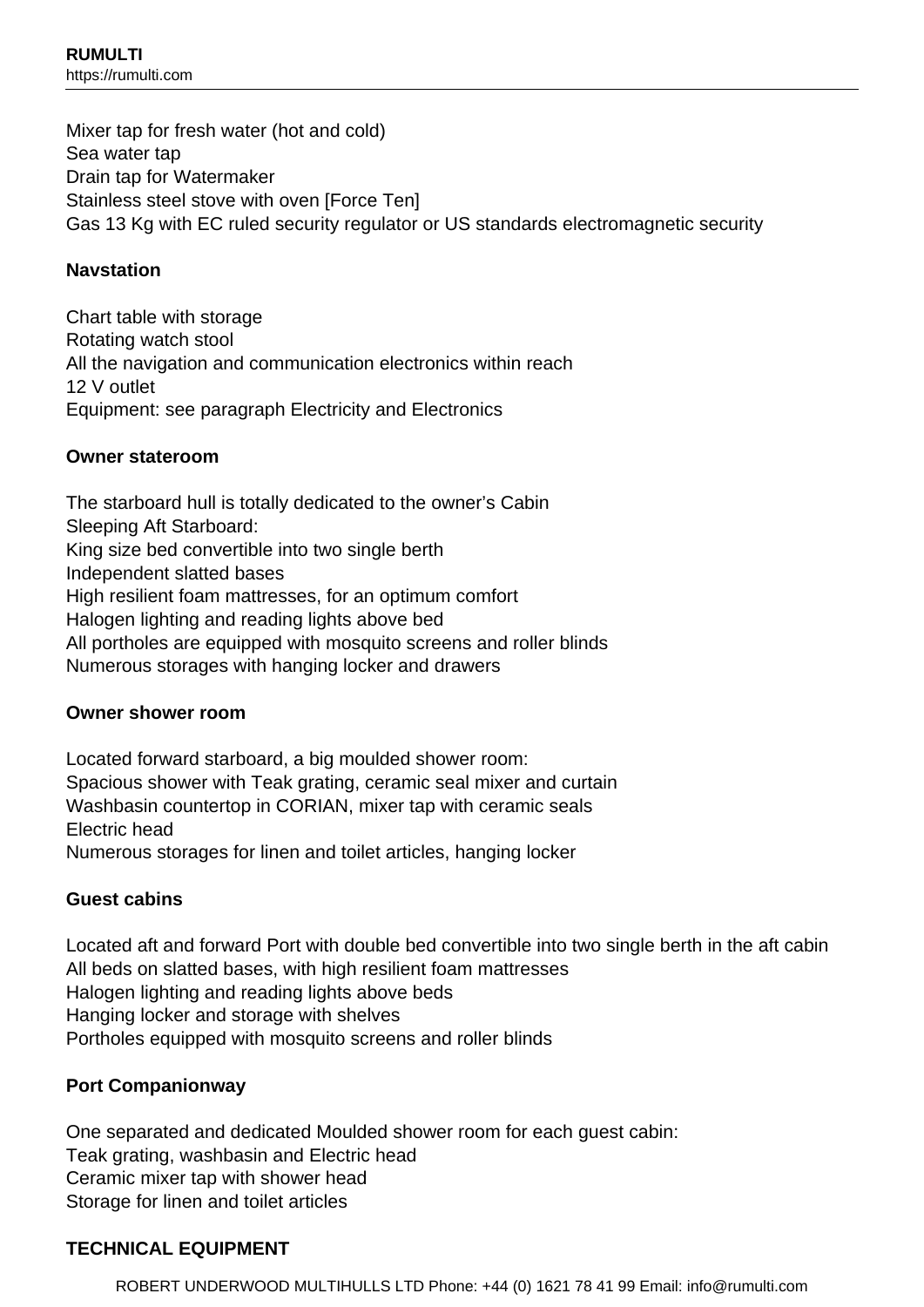Mixer tap for fresh water (hot and cold)
Sea water tap
Drain tap for Watermaker
Stainless steel stove with oven [Force Ten]
Gas 13 Kg with EC ruled security regulator or US standards electromagnetic security

**Navstation**

Chart table with storage
Rotating watch stool
All the navigation and communication electronics within reach
12 V outlet
Equipment: see paragraph Electricity and Electronics

**Owner stateroom**

The starboard hull is totally dedicated to the owner's Cabin
Sleeping Aft Starboard:
King size bed convertible into two single berth
Independent slatted bases
High resilient foam mattresses, for an optimum comfort
Halogen lighting and reading lights above bed
All portholes are equipped with mosquito screens and roller blinds
Numerous storages with hanging locker and drawers

**Owner shower room**

Located forward starboard, a big moulded shower room:
Spacious shower with Teak grating, ceramic seal mixer and curtain
Washbasin countertop in CORIAN, mixer tap with ceramic seals
Electric head
Numerous storages for linen and toilet articles, hanging locker

**Guest cabins**

Located aft and forward Port with double bed convertible into two single berth in the aft cabin
All beds on slatted bases, with high resilient foam mattresses
Halogen lighting and reading lights above beds
Hanging locker and storage with shelves
Portholes equipped with mosquito screens and roller blinds

**Port Companionway**

One separated and dedicated Moulded shower room for each guest cabin:
Teak grating, washbasin and Electric head
Ceramic mixer tap with shower head
Storage for linen and toilet articles

**TECHNICAL EQUIPMENT**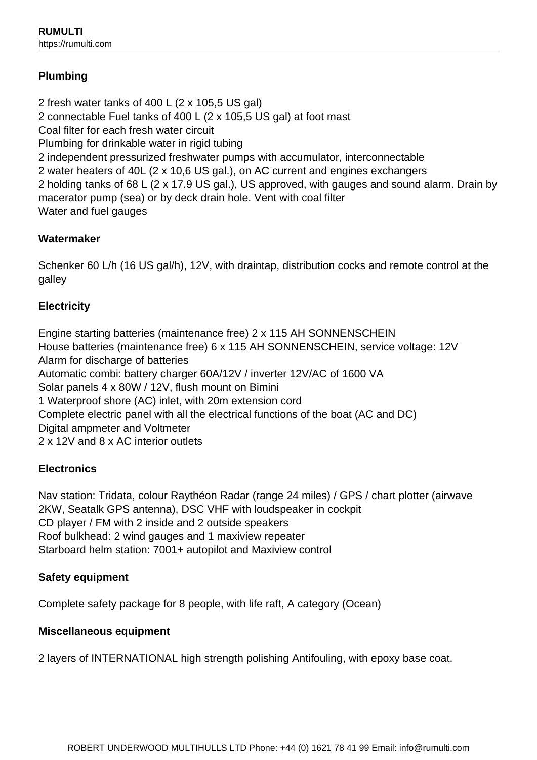## Plumbing

2 fresh water tanks of 400 L (2 x 105,5 US gal)
2 connectable Fuel tanks of 400 L (2 x 105,5 US gal) at foot mast
Coal filter for each fresh water circuit
Plumbing for drinkable water in rigid tubing
2 independent pressurized freshwater pumps with accumulator, interconnectable
2 water heaters of 40L (2 x 10,6 US gal.), on AC current and engines exchangers
2 holding tanks of 68 L (2 x 17.9 US gal.), US approved, with gauges and sound alarm. Drain by macerator pump (sea) or by deck drain hole. Vent with coal filter
Water and fuel gauges

## Watermaker

Schenker 60 L/h (16 US gal/h), 12V, with draintap, distribution cocks and remote control at the galley

## Electricity

Engine starting batteries (maintenance free) 2 x 115 AH SONNENSCHEIN
House batteries (maintenance free) 6 x 115 AH SONNENSCHEIN, service voltage: 12V
Alarm for discharge of batteries
Automatic combi: battery charger 60A/12V / inverter 12V/AC of 1600 VA
Solar panels 4 x 80W / 12V, flush mount on Bimini
1 Waterproof shore (AC) inlet, with 20m extension cord
Complete electric panel with all the electrical functions of the boat (AC and DC)
Digital ampmeter and Voltmeter
2 x 12V and 8 x AC interior outlets

## Electronics

Nav station: Tridata, colour Raythéon Radar (range 24 miles) / GPS / chart plotter (airwave 2KW, Seatalk GPS antenna), DSC VHF with loudspeaker in cockpit
CD player / FM with 2 inside and 2 outside speakers
Roof bulkhead: 2 wind gauges and 1 maxiview repeater
Starboard helm station: 7001+ autopilot and Maxiview control

## Safety equipment

Complete safety package for 8 people, with life raft, A category (Ocean)

## Miscellaneous equipment

2 layers of INTERNATIONAL high strength polishing Antifouling, with epoxy base coat.